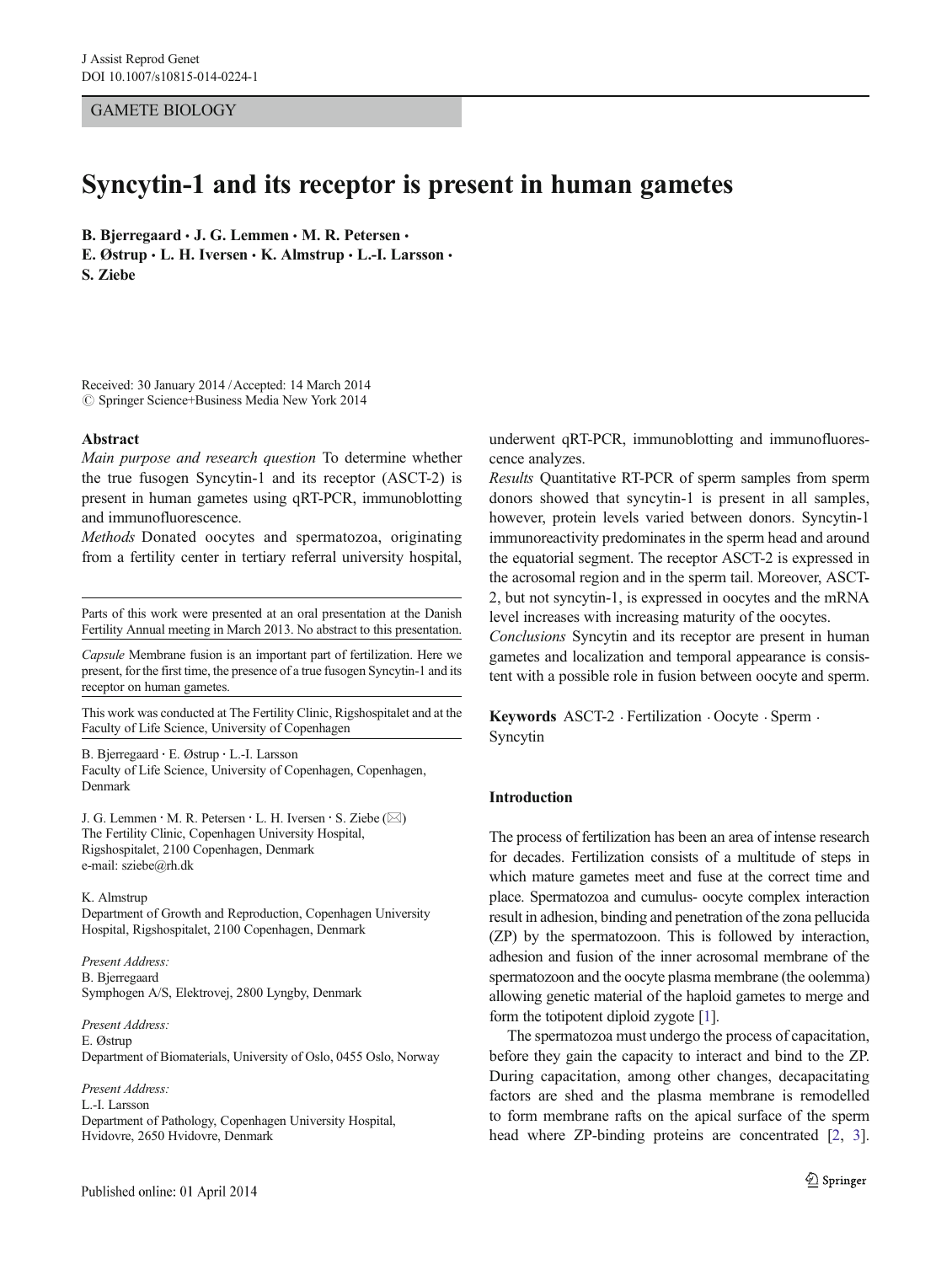GAMETE BIOLOGY

# Syncytin-1 and its receptor is present in human gametes

**B. Bjerregaard · J. G. Lemmen · M. R. Petersen · E. Østrup · L. H. Iversen · K. Almstrup · L.-I. Larsson · S. Ziebe**

Received: 30 January 2014 / Accepted: 14 March 2014
© Springer Science+Business Media New York 2014

**Abstract**

*Main purpose and research question* To determine whether the true fusogen Syncytin-1 and its receptor (ASCT-2) is present in human gametes using qRT-PCR, immunoblotting and immunofluorescence.

*Methods* Donated oocytes and spermatozoa, originating from a fertility center in tertiary referral university hospital, underwent qRT-PCR, immunoblotting and immunofluorescence analyzes.

*Results* Quantitative RT-PCR of sperm samples from sperm donors showed that syncytin-1 is present in all samples, however, protein levels varied between donors. Syncytin-1 immunoreactivity predominates in the sperm head and around the equatorial segment. The receptor ASCT-2 is expressed in the acrosomal region and in the sperm tail. Moreover, ASCT-2, but not syncytin-1, is expressed in oocytes and the mRNA level increases with increasing maturity of the oocytes.

*Conclusions* Syncytin and its receptor are present in human gametes and localization and temporal appearance is consistent with a possible role in fusion between oocyte and sperm.

**Keywords** ASCT-2 · Fertilization · Oocyte · Sperm · Syncytin

Parts of this work were presented at an oral presentation at the Danish Fertility Annual meeting in March 2013. No abstract to this presentation.

*Capsule* Membrane fusion is an important part of fertilization. Here we present, for the first time, the presence of a true fusogen Syncytin-1 and its receptor on human gametes.

This work was conducted at The Fertility Clinic, Rigshospitalet and at the Faculty of Life Science, University of Copenhagen

B. Bjerregaard · E. Østrup · L.-I. Larsson
Faculty of Life Science, University of Copenhagen, Copenhagen, Denmark

J. G. Lemmen · M. R. Petersen · L. H. Iversen · S. Ziebe (✉)
The Fertility Clinic, Copenhagen University Hospital, Rigshospitalet, 2100 Copenhagen, Denmark
e-mail: sziebe@rh.dk

K. Almstrup
Department of Growth and Reproduction, Copenhagen University Hospital, Rigshospitalet, 2100 Copenhagen, Denmark

*Present Address:*
B. Bjerregaard
Symphogen A/S, Elektrovej, 2800 Lyngby, Denmark

*Present Address:*
E. Østrup
Department of Biomaterials, University of Oslo, 0455 Oslo, Norway

*Present Address:*
L.-I. Larsson
Department of Pathology, Copenhagen University Hospital, Hvidovre, 2650 Hvidovre, Denmark

## Introduction

The process of fertilization has been an area of intense research for decades. Fertilization consists of a multitude of steps in which mature gametes meet and fuse at the correct time and place. Spermatozoa and cumulus- oocyte complex interaction result in adhesion, binding and penetration of the zona pellucida (ZP) by the spermatozoon. This is followed by interaction, adhesion and fusion of the inner acrosomal membrane of the spermatozoon and the oocyte plasma membrane (the oolemma) allowing genetic material of the haploid gametes to merge and form the totipotent diploid zygote [1].

The spermatozoa must undergo the process of capacitation, before they gain the capacity to interact and bind to the ZP. During capacitation, among other changes, decapacitating factors are shed and the plasma membrane is remodelled to form membrane rafts on the apical surface of the sperm head where ZP-binding proteins are concentrated [2, 3].

Published online: 01 April 2014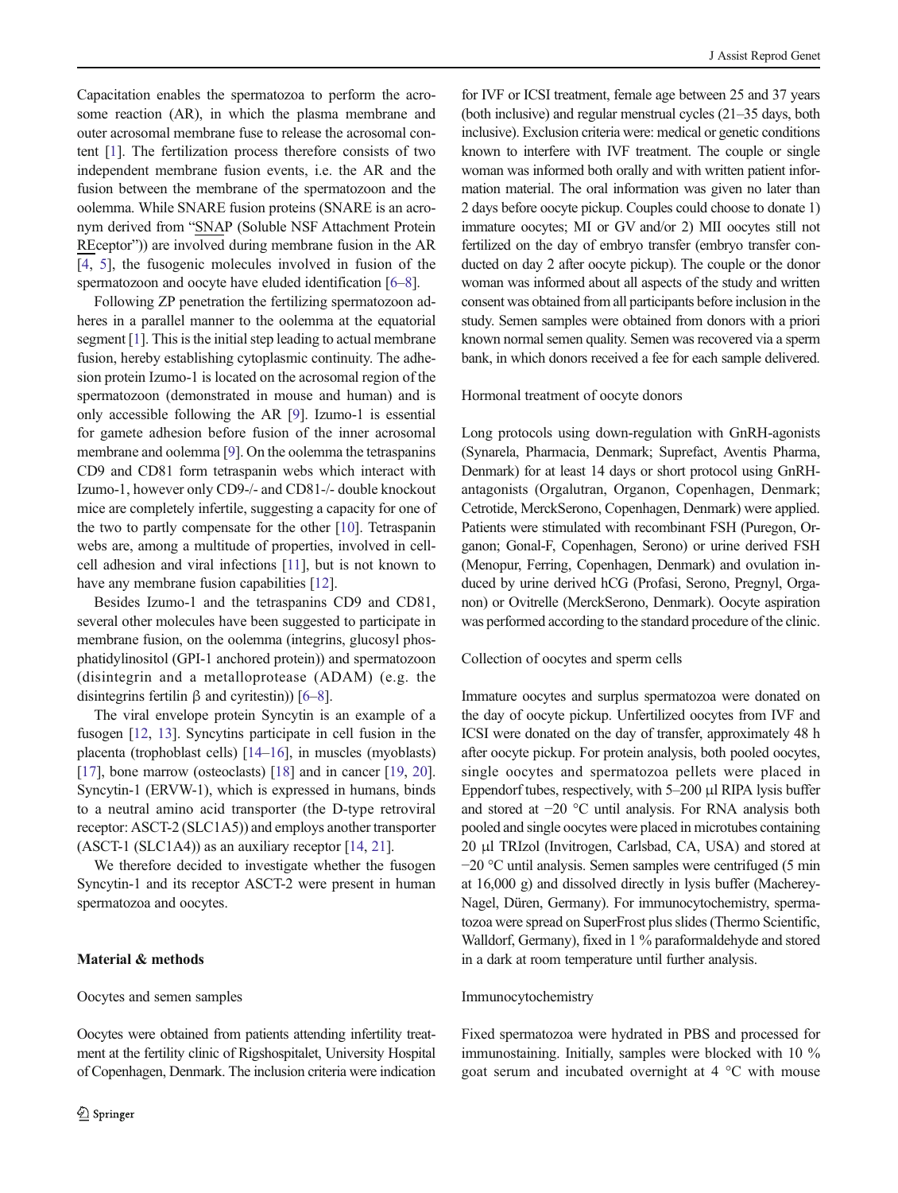Capacitation enables the spermatozoa to perform the acrosome reaction (AR), in which the plasma membrane and outer acrosomal membrane fuse to release the acrosomal content [1]. The fertilization process therefore consists of two independent membrane fusion events, i.e. the AR and the fusion between the membrane of the spermatozoon and the oolemma. While SNARE fusion proteins (SNARE is an acronym derived from "SNAP (Soluble NSF Attachment Protein REceptor")) are involved during membrane fusion in the AR [4, 5], the fusogenic molecules involved in fusion of the spermatozoon and oocyte have eluded identification [6–8].

Following ZP penetration the fertilizing spermatozoon adheres in a parallel manner to the oolemma at the equatorial segment [1]. This is the initial step leading to actual membrane fusion, hereby establishing cytoplasmic continuity. The adhesion protein Izumo-1 is located on the acrosomal region of the spermatozoon (demonstrated in mouse and human) and is only accessible following the AR [9]. Izumo-1 is essential for gamete adhesion before fusion of the inner acrosomal membrane and oolemma [9]. On the oolemma the tetraspanins CD9 and CD81 form tetraspanin webs which interact with Izumo-1, however only CD9-/- and CD81-/- double knockout mice are completely infertile, suggesting a capacity for one of the two to partly compensate for the other [10]. Tetraspanin webs are, among a multitude of properties, involved in cell-cell adhesion and viral infections [11], but is not known to have any membrane fusion capabilities [12].

Besides Izumo-1 and the tetraspanins CD9 and CD81, several other molecules have been suggested to participate in membrane fusion, on the oolemma (integrins, glucosyl phosphatidylinositol (GPI-1 anchored protein)) and spermatozoon (disintegrin and a metalloprotease (ADAM) (e.g. the disintegrins fertilin β and cyritestin)) [6–8].

The viral envelope protein Syncytin is an example of a fusogen [12, 13]. Syncytins participate in cell fusion in the placenta (trophoblast cells) [14–16], in muscles (myoblasts) [17], bone marrow (osteoclasts) [18] and in cancer [19, 20]. Syncytin-1 (ERVW-1), which is expressed in humans, binds to a neutral amino acid transporter (the D-type retroviral receptor: ASCT-2 (SLC1A5)) and employs another transporter (ASCT-1 (SLC1A4)) as an auxiliary receptor [14, 21].

We therefore decided to investigate whether the fusogen Syncytin-1 and its receptor ASCT-2 were present in human spermatozoa and oocytes.

## Material & methods

### Oocytes and semen samples

Oocytes were obtained from patients attending infertility treatment at the fertility clinic of Rigshospitalet, University Hospital of Copenhagen, Denmark. The inclusion criteria were indication for IVF or ICSI treatment, female age between 25 and 37 years (both inclusive) and regular menstrual cycles (21–35 days, both inclusive). Exclusion criteria were: medical or genetic conditions known to interfere with IVF treatment. The couple or single woman was informed both orally and with written patient information material. The oral information was given no later than 2 days before oocyte pickup. Couples could choose to donate 1) immature oocytes; MI or GV and/or 2) MII oocytes still not fertilized on the day of embryo transfer (embryo transfer conducted on day 2 after oocyte pickup). The couple or the donor woman was informed about all aspects of the study and written consent was obtained from all participants before inclusion in the study. Semen samples were obtained from donors with a priori known normal semen quality. Semen was recovered via a sperm bank, in which donors received a fee for each sample delivered.

### Hormonal treatment of oocyte donors

Long protocols using down-regulation with GnRH-agonists (Synarela, Pharmacia, Denmark; Suprefact, Aventis Pharma, Denmark) for at least 14 days or short protocol using GnRH-antagonists (Orgalutran, Organon, Copenhagen, Denmark; Cetrotide, MerckSerono, Copenhagen, Denmark) were applied. Patients were stimulated with recombinant FSH (Puregon, Organon; Gonal-F, Copenhagen, Serono) or urine derived FSH (Menopur, Ferring, Copenhagen, Denmark) and ovulation induced by urine derived hCG (Profasi, Serono, Pregnyl, Organon) or Ovitrelle (MerckSerono, Denmark). Oocyte aspiration was performed according to the standard procedure of the clinic.

### Collection of oocytes and sperm cells

Immature oocytes and surplus spermatozoa were donated on the day of oocyte pickup. Unfertilized oocytes from IVF and ICSI were donated on the day of transfer, approximately 48 h after oocyte pickup. For protein analysis, both pooled oocytes, single oocytes and spermatozoa pellets were placed in Eppendorf tubes, respectively, with 5–200 μl RIPA lysis buffer and stored at −20 °C until analysis. For RNA analysis both pooled and single oocytes were placed in microtubes containing 20 μl TRIzol (Invitrogen, Carlsbad, CA, USA) and stored at −20 °C until analysis. Semen samples were centrifuged (5 min at 16,000 g) and dissolved directly in lysis buffer (Macherey-Nagel, Düren, Germany). For immunocytochemistry, spermatozoa were spread on SuperFrost plus slides (Thermo Scientific, Walldorf, Germany), fixed in 1 % paraformaldehyde and stored in a dark at room temperature until further analysis.

### Immunocytochemistry

Fixed spermatozoa were hydrated in PBS and processed for immunostaining. Initially, samples were blocked with 10 % goat serum and incubated overnight at 4 °C with mouse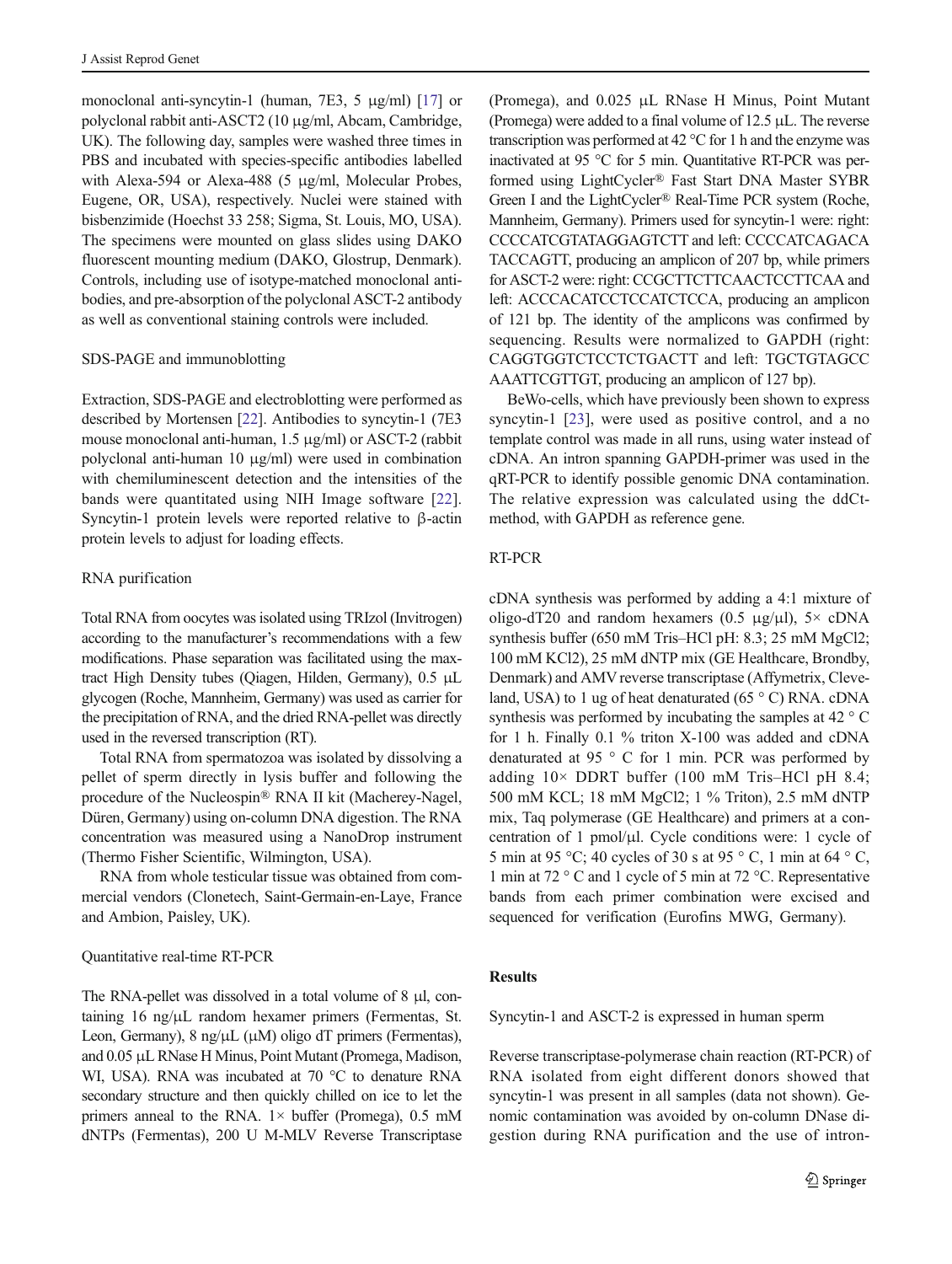monoclonal anti-syncytin-1 (human, 7E3, 5 μg/ml) [17] or polyclonal rabbit anti-ASCT2 (10 μg/ml, Abcam, Cambridge, UK). The following day, samples were washed three times in PBS and incubated with species-specific antibodies labelled with Alexa-594 or Alexa-488 (5 μg/ml, Molecular Probes, Eugene, OR, USA), respectively. Nuclei were stained with bisbenzimide (Hoechst 33 258; Sigma, St. Louis, MO, USA). The specimens were mounted on glass slides using DAKO fluorescent mounting medium (DAKO, Glostrup, Denmark). Controls, including use of isotype-matched monoclonal antibodies, and pre-absorption of the polyclonal ASCT-2 antibody as well as conventional staining controls were included.

### SDS-PAGE and immunoblotting

Extraction, SDS-PAGE and electroblotting were performed as described by Mortensen [22]. Antibodies to syncytin-1 (7E3 mouse monoclonal anti-human, 1.5 μg/ml) or ASCT-2 (rabbit polyclonal anti-human 10 μg/ml) were used in combination with chemiluminescent detection and the intensities of the bands were quantitated using NIH Image software [22]. Syncytin-1 protein levels were reported relative to β-actin protein levels to adjust for loading effects.

### RNA purification

Total RNA from oocytes was isolated using TRIzol (Invitrogen) according to the manufacturer's recommendations with a few modifications. Phase separation was facilitated using the max-tract High Density tubes (Qiagen, Hilden, Germany), 0.5 μL glycogen (Roche, Mannheim, Germany) was used as carrier for the precipitation of RNA, and the dried RNA-pellet was directly used in the reversed transcription (RT).

Total RNA from spermatozoa was isolated by dissolving a pellet of sperm directly in lysis buffer and following the procedure of the Nucleospin® RNA II kit (Macherey-Nagel, Düren, Germany) using on-column DNA digestion. The RNA concentration was measured using a NanoDrop instrument (Thermo Fisher Scientific, Wilmington, USA).

RNA from whole testicular tissue was obtained from commercial vendors (Clonetech, Saint-Germain-en-Laye, France and Ambion, Paisley, UK).

### Quantitative real-time RT-PCR

The RNA-pellet was dissolved in a total volume of 8 μl, containing 16 ng/μL random hexamer primers (Fermentas, St. Leon, Germany), 8 ng/μL (μM) oligo dT primers (Fermentas), and 0.05 μL RNase H Minus, Point Mutant (Promega, Madison, WI, USA). RNA was incubated at 70 °C to denature RNA secondary structure and then quickly chilled on ice to let the primers anneal to the RNA. 1× buffer (Promega), 0.5 mM dNTPs (Fermentas), 200 U M-MLV Reverse Transcriptase (Promega), and 0.025 μL RNase H Minus, Point Mutant (Promega) were added to a final volume of 12.5 μL. The reverse transcription was performed at 42 °C for 1 h and the enzyme was inactivated at 95 °C for 5 min. Quantitative RT-PCR was performed using LightCycler® Fast Start DNA Master SYBR Green I and the LightCycler® Real-Time PCR system (Roche, Mannheim, Germany). Primers used for syncytin-1 were: right: CCCCATCGTATAGGAGTCTT and left: CCCCATCAGACATACCAGTT, producing an amplicon of 207 bp, while primers for ASCT-2 were: right: CCGCTTCTTCAACTCCTTCAA and left: ACCCACATCCTCCATCTCCA, producing an amplicon of 121 bp. The identity of the amplicons was confirmed by sequencing. Results were normalized to GAPDH (right: CAGGTGGTCTCCTCTGACTT and left: TGCTGTAGCCAAATTCGTTGT, producing an amplicon of 127 bp).

BeWo-cells, which have previously been shown to express syncytin-1 [23], were used as positive control, and a no template control was made in all runs, using water instead of cDNA. An intron spanning GAPDH-primer was used in the qRT-PCR to identify possible genomic DNA contamination. The relative expression was calculated using the ddCt-method, with GAPDH as reference gene.

### RT-PCR

cDNA synthesis was performed by adding a 4:1 mixture of oligo-dT20 and random hexamers (0.5 μg/μl), 5× cDNA synthesis buffer (650 mM Tris–HCl pH: 8.3; 25 mM MgCl2; 100 mM KCl2), 25 mM dNTP mix (GE Healthcare, Brondby, Denmark) and AMV reverse transcriptase (Affymetrix, Cleveland, USA) to 1 ug of heat denaturated (65 ° C) RNA. cDNA synthesis was performed by incubating the samples at 42 ° C for 1 h. Finally 0.1 % triton X-100 was added and cDNA denaturated at 95 ° C for 1 min. PCR was performed by adding 10× DDRT buffer (100 mM Tris–HCl pH 8.4; 500 mM KCL; 18 mM MgCl2; 1 % Triton), 2.5 mM dNTP mix, Taq polymerase (GE Healthcare) and primers at a concentration of 1 pmol/μl. Cycle conditions were: 1 cycle of 5 min at 95 °C; 40 cycles of 30 s at 95 ° C, 1 min at 64 ° C, 1 min at 72 ° C and 1 cycle of 5 min at 72 °C. Representative bands from each primer combination were excised and sequenced for verification (Eurofins MWG, Germany).

## Results

### Syncytin-1 and ASCT-2 is expressed in human sperm

Reverse transcriptase-polymerase chain reaction (RT-PCR) of RNA isolated from eight different donors showed that syncytin-1 was present in all samples (data not shown). Genomic contamination was avoided by on-column DNase digestion during RNA purification and the use of intron-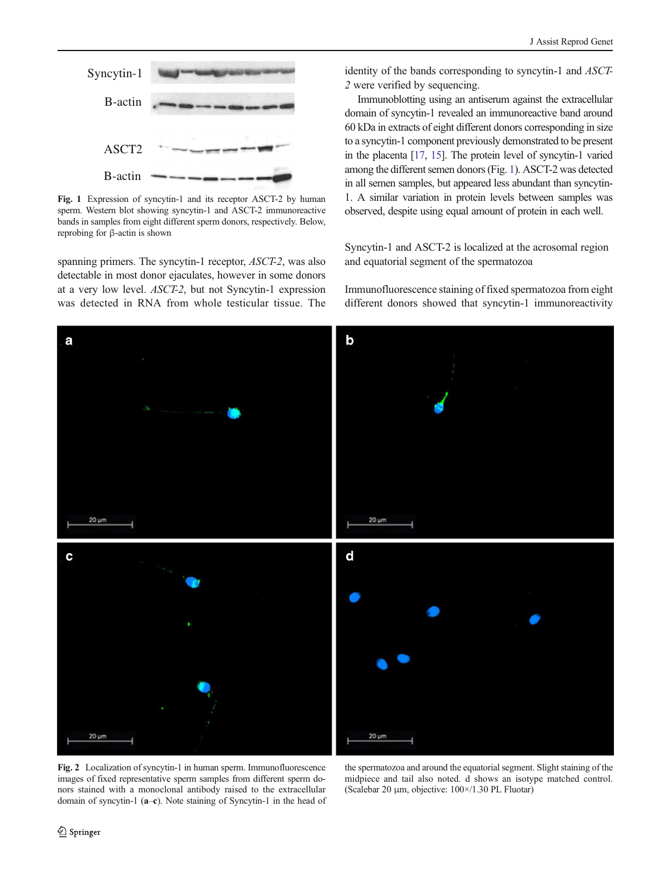Fig. 1 Expression of syncytin-1 and its receptor ASCT-2 by human sperm. Western blot showing syncytin-1 and ASCT-2 immunoreactive bands in samples from eight different sperm donors, respectively. Below, reprobing for β-actin is shown

spanning primers. The syncytin-1 receptor, *ASCT-2*, was also detectable in most donor ejaculates, however in some donors at a very low level. *ASCT-2*, but not Syncytin-1 expression was detected in RNA from whole testicular tissue. The identity of the bands corresponding to syncytin-1 and *ASCT-2* were verified by sequencing.

Immunoblotting using an antiserum against the extracellular domain of syncytin-1 revealed an immunoreactive band around 60 kDa in extracts of eight different donors corresponding in size to a syncytin-1 component previously demonstrated to be present in the placenta [17, 15]. The protein level of syncytin-1 varied among the different semen donors (Fig. 1). ASCT-2 was detected in all semen samples, but appeared less abundant than syncytin-1. A similar variation in protein levels between samples was observed, despite using equal amount of protein in each well.

## Syncytin-1 and ASCT-2 is localized at the acrosomal region and equatorial segment of the spermatozoa

Immunofluorescence staining of fixed spermatozoa from eight different donors showed that syncytin-1 immunoreactivity

Fig. 2 Localization of syncytin-1 in human sperm. Immunofluorescence images of fixed representative sperm samples from different sperm donors stained with a monoclonal antibody raised to the extracellular domain of syncytin-1 (**a**–**c**). Note staining of Syncytin-1 in the head of the spermatozoa and around the equatorial segment. Slight staining of the midpiece and tail also noted. d shows an isotype matched control. (Scalebar 20 μm, objective: 100×/1.30 PL Fluotar)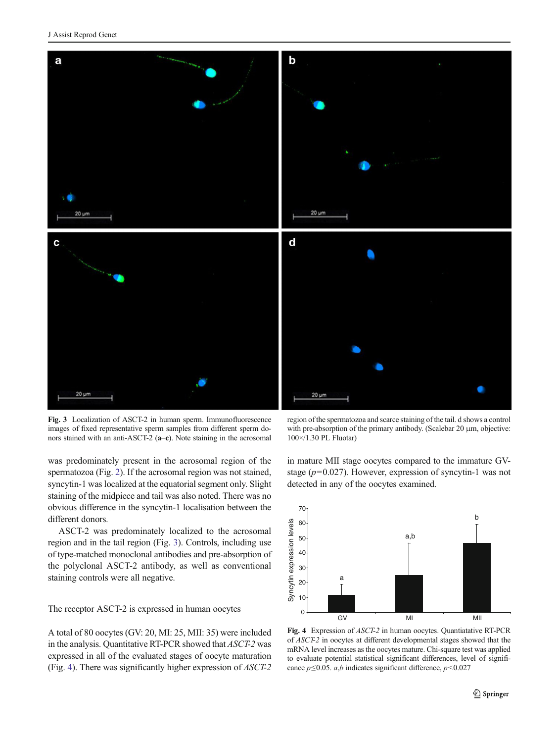Fig. 3 Localization of ASCT-2 in human sperm. Immunofluorescence images of fixed representative sperm samples from different sperm donors stained with an anti-ASCT-2 (**a**–**c**). Note staining in the acrosomal region of the spermatozoa and scarce staining of the tail. d shows a control with pre-absorption of the primary antibody. (Scalebar 20 µm, objective: 100×/1.30 PL Fluotar)

was predominately present in the acrosomal region of the spermatozoa (Fig. 2). If the acrosomal region was not stained, syncytin-1 was localized at the equatorial segment only. Slight staining of the midpiece and tail was also noted. There was no obvious difference in the syncytin-1 localisation between the different donors.

ASCT-2 was predominately localized to the acrosomal region and in the tail region (Fig. 3). Controls, including use of type-matched monoclonal antibodies and pre-absorption of the polyclonal ASCT-2 antibody, as well as conventional staining controls were all negative.

The receptor ASCT-2 is expressed in human oocytes

A total of 80 oocytes (GV: 20, MI: 25, MII: 35) were included in the analysis. Quantitative RT-PCR showed that *ASCT-2* was expressed in all of the evaluated stages of oocyte maturation (Fig. 4). There was significantly higher expression of *ASCT-2* in mature MII stage oocytes compared to the immature GV-stage ($p=0.027$). However, expression of syncytin-1 was not detected in any of the oocytes examined.

Fig. 4 Expression of *ASCT-2* in human oocytes. Quantiatative RT-PCR of *ASCT-2* in oocytes at different developmental stages showed that the mRNA level increases as the oocytes mature. Chi-square test was applied to evaluate potential statistical significant differences, level of significance $p \leq 0.05$. *a,b* indicates significant difference, $p<0.027$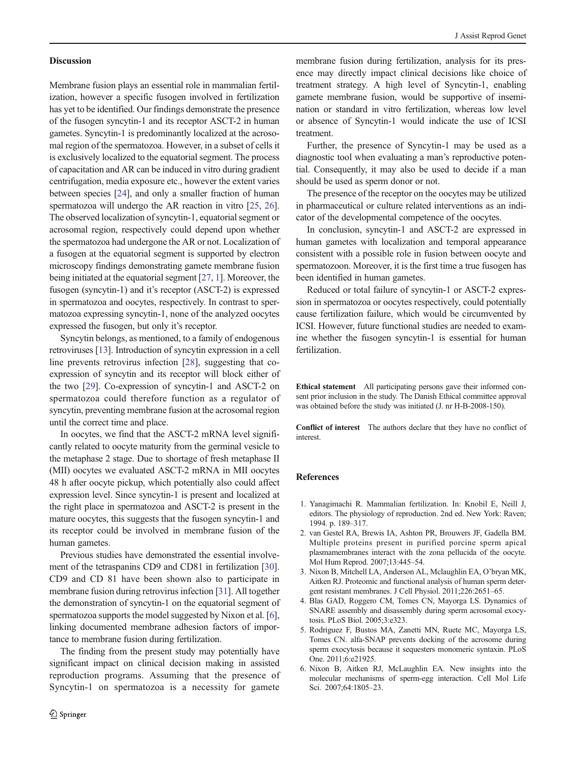## Discussion

Membrane fusion plays an essential role in mammalian fertilization, however a specific fusogen involved in fertilization has yet to be identified. Our findings demonstrate the presence of the fusogen syncytin-1 and its receptor ASCT-2 in human gametes. Syncytin-1 is predominantly localized at the acrosomal region of the spermatozoa. However, in a subset of cells it is exclusively localized to the equatorial segment. The process of capacitation and AR can be induced in vitro during gradient centrifugation, media exposure etc., however the extent varies between species [24], and only a smaller fraction of human spermatozoa will undergo the AR reaction in vitro [25, 26]. The observed localization of syncytin-1, equatorial segment or acrosomal region, respectively could depend upon whether the spermatozoa had undergone the AR or not. Localization of a fusogen at the equatorial segment is supported by electron microscopy findings demonstrating gamete membrane fusion being initiated at the equatorial segment [27, 1]. Moreover, the fusogen (syncytin-1) and it's receptor (ASCT-2) is expressed in spermatozoa and oocytes, respectively. In contrast to spermatozoa expressing syncytin-1, none of the analyzed oocytes expressed the fusogen, but only it's receptor.

Syncytin belongs, as mentioned, to a family of endogenous retroviruses [13]. Introduction of syncytin expression in a cell line prevents retrovirus infection [28], suggesting that co-expression of syncytin and its receptor will block either of the two [29]. Co-expression of syncytin-1 and ASCT-2 on spermatozoa could therefore function as a regulator of syncytin, preventing membrane fusion at the acrosomal region until the correct time and place.

In oocytes, we find that the ASCT-2 mRNA level significantly related to oocyte maturity from the germinal vesicle to the metaphase 2 stage. Due to shortage of fresh metaphase II (MII) oocytes we evaluated ASCT-2 mRNA in MII oocytes 48 h after oocyte pickup, which potentially also could affect expression level. Since syncytin-1 is present and localized at the right place in spermatozoa and ASCT-2 is present in the mature oocytes, this suggests that the fusogen syncytin-1 and its receptor could be involved in membrane fusion of the human gametes.

Previous studies have demonstrated the essential involvement of the tetraspanins CD9 and CD81 in fertilization [30]. CD9 and CD 81 have been shown also to participate in membrane fusion during retrovirus infection [31]. All together the demonstration of syncytin-1 on the equatorial segment of spermatozoa supports the model suggested by Nixon et al. [6], linking documented membrane adhesion factors of importance to membrane fusion during fertilization.

The finding from the present study may potentially have significant impact on clinical decision making in assisted reproduction programs. Assuming that the presence of Syncytin-1 on spermatozoa is a necessity for gamete membrane fusion during fertilization, analysis for its presence may directly impact clinical decisions like choice of treatment strategy. A high level of Syncytin-1, enabling gamete membrane fusion, would be supportive of insemination or standard in vitro fertilization, whereas low level or absence of Syncytin-1 would indicate the use of ICSI treatment.

Further, the presence of Syncytin-1 may be used as a diagnostic tool when evaluating a man's reproductive potential. Consequently, it may also be used to decide if a man should be used as sperm donor or not.

The presence of the receptor on the oocytes may be utilized in pharmaceutical or culture related interventions as an indicator of the developmental competence of the oocytes.

In conclusion, syncytin-1 and ASCT-2 are expressed in human gametes with localization and temporal appearance consistent with a possible role in fusion between oocyte and spermatozoon. Moreover, it is the first time a true fusogen has been identified in human gametes.

Reduced or total failure of syncytin-1 or ASCT-2 expression in spermatozoa or oocytes respectively, could potentially cause fertilization failure, which would be circumvented by ICSI. However, future functional studies are needed to examine whether the fusogen syncytin-1 is essential for human fertilization.

**Ethical statement** All participating persons gave their informed consent prior inclusion in the study. The Danish Ethical committee approval was obtained before the study was initiated (J. nr H-B-2008-150).

**Conflict of interest** The authors declare that they have no conflict of interest.

## References

1. Yanagimachi R. Mammalian fertilization. In: Knobil E, Neill J, editors. The physiology of reproduction. 2nd ed. New York: Raven; 1994. p. 189–317.
2. van Gestel RA, Brewis IA, Ashton PR, Brouwers JF, Gadella BM. Multiple proteins present in purified porcine sperm apical plasmamembranes interact with the zona pellucida of the oocyte. Mol Hum Reprod. 2007;13:445–54.
3. Nixon B, Mitchell LA, Anderson AL, Mclaughlin EA, O'bryan MK, Aitken RJ. Proteomic and functional analysis of human sperm detergent resistant membranes. J Cell Physiol. 2011;226:2651–65.
4. Blas GAD, Roggero CM, Tomes CN, Mayorga LS. Dynamics of SNARE assembly and disassembly during sperm acrosomal exocytosis. PLoS Biol. 2005;3:e323.
5. Rodriguez F, Bustos MA, Zanetti MN, Ruete MC, Mayorga LS, Tomes CN. alfa-SNAP prevents docking of the acrosome during sperm exocytosis because it sequesters monomeric syntaxin. PLoS One. 2011;6:e21925.
6. Nixon B, Aitken RJ, McLaughlin EA. New insights into the molecular mechanisms of sperm-egg interaction. Cell Mol Life Sci. 2007;64:1805–23.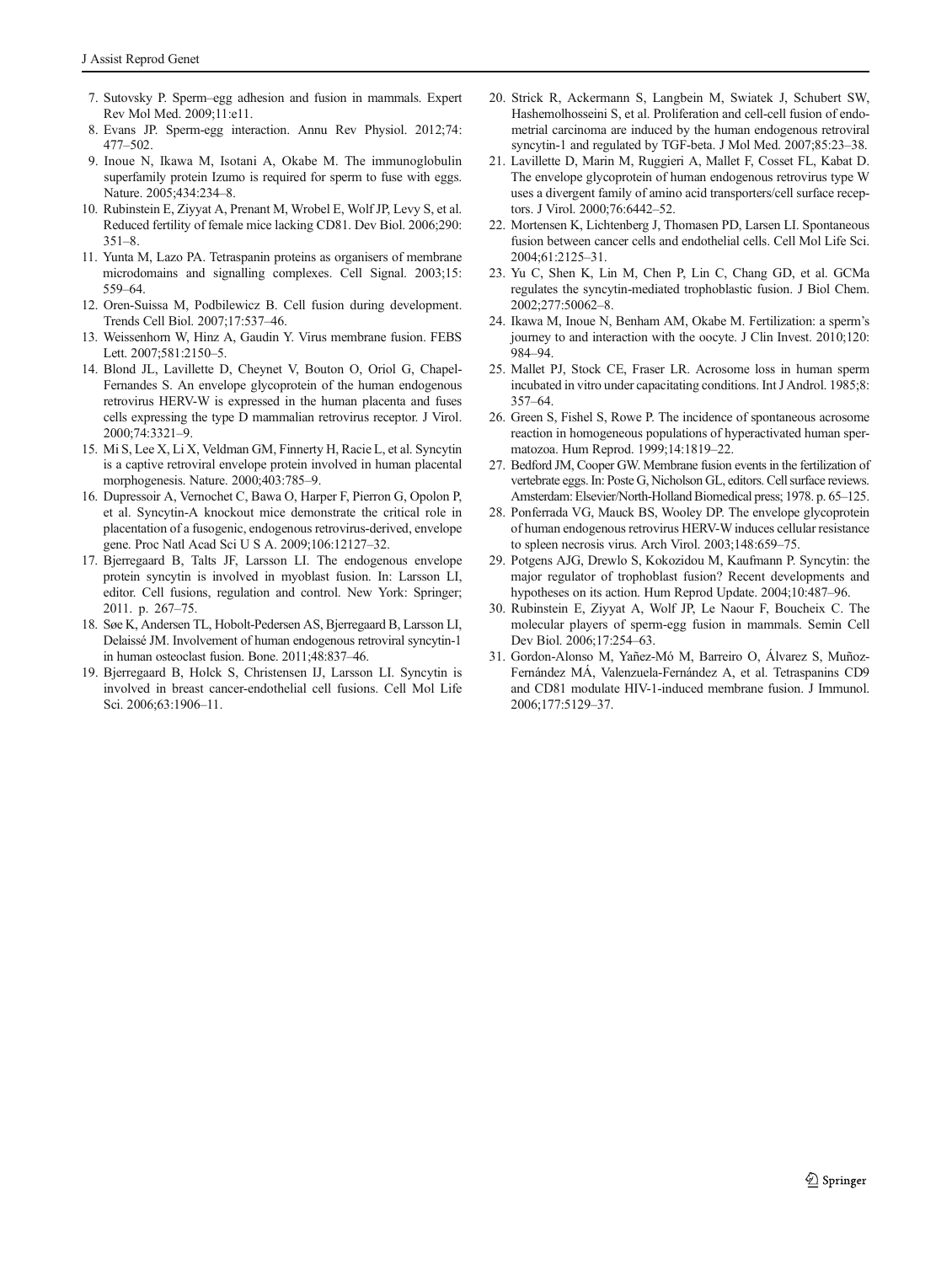7. Sutovsky P. Sperm–egg adhesion and fusion in mammals. Expert Rev Mol Med. 2009;11:e11.
8. Evans JP. Sperm-egg interaction. Annu Rev Physiol. 2012;74: 477–502.
9. Inoue N, Ikawa M, Isotani A, Okabe M. The immunoglobulin superfamily protein Izumo is required for sperm to fuse with eggs. Nature. 2005;434:234–8.
10. Rubinstein E, Ziyyat A, Prenant M, Wrobel E, Wolf JP, Levy S, et al. Reduced fertility of female mice lacking CD81. Dev Biol. 2006;290: 351–8.
11. Yunta M, Lazo PA. Tetraspanin proteins as organisers of membrane microdomains and signalling complexes. Cell Signal. 2003;15: 559–64.
12. Oren-Suissa M, Podbilewicz B. Cell fusion during development. Trends Cell Biol. 2007;17:537–46.
13. Weissenhorn W, Hinz A, Gaudin Y. Virus membrane fusion. FEBS Lett. 2007;581:2150–5.
14. Blond JL, Lavillette D, Cheynet V, Bouton O, Oriol G, Chapel-Fernandes S. An envelope glycoprotein of the human endogenous retrovirus HERV-W is expressed in the human placenta and fuses cells expressing the type D mammalian retrovirus receptor. J Virol. 2000;74:3321–9.
15. Mi S, Lee X, Li X, Veldman GM, Finnerty H, Racie L, et al. Syncytin is a captive retroviral envelope protein involved in human placental morphogenesis. Nature. 2000;403:785–9.
16. Dupressoir A, Vernochet C, Bawa O, Harper F, Pierron G, Opolon P, et al. Syncytin-A knockout mice demonstrate the critical role in placentation of a fusogenic, endogenous retrovirus-derived, envelope gene. Proc Natl Acad Sci U S A. 2009;106:12127–32.
17. Bjerregaard B, Talts JF, Larsson LI. The endogenous envelope protein syncytin is involved in myoblast fusion. In: Larsson LI, editor. Cell fusions, regulation and control. New York: Springer; 2011. p. 267–75.
18. Søe K, Andersen TL, Hobolt-Pedersen AS, Bjerregaard B, Larsson LI, Delaissé JM. Involvement of human endogenous retroviral syncytin-1 in human osteoclast fusion. Bone. 2011;48:837–46.
19. Bjerregaard B, Holck S, Christensen IJ, Larsson LI. Syncytin is involved in breast cancer-endothelial cell fusions. Cell Mol Life Sci. 2006;63:1906–11.
20. Strick R, Ackermann S, Langbein M, Swiatek J, Schubert SW, Hashemolhosseini S, et al. Proliferation and cell-cell fusion of endometrial carcinoma are induced by the human endogenous retroviral syncytin-1 and regulated by TGF-beta. J Mol Med. 2007;85:23–38.
21. Lavillette D, Marin M, Ruggieri A, Mallet F, Cosset FL, Kabat D. The envelope glycoprotein of human endogenous retrovirus type W uses a divergent family of amino acid transporters/cell surface receptors. J Virol. 2000;76:6442–52.
22. Mortensen K, Lichtenberg J, Thomasen PD, Larsen LI. Spontaneous fusion between cancer cells and endothelial cells. Cell Mol Life Sci. 2004;61:2125–31.
23. Yu C, Shen K, Lin M, Chen P, Lin C, Chang GD, et al. GCMa regulates the syncytin-mediated trophoblastic fusion. J Biol Chem. 2002;277:50062–8.
24. Ikawa M, Inoue N, Benham AM, Okabe M. Fertilization: a sperm's journey to and interaction with the oocyte. J Clin Invest. 2010;120: 984–94.
25. Mallet PJ, Stock CE, Fraser LR. Acrosome loss in human sperm incubated in vitro under capacitating conditions. Int J Androl. 1985;8: 357–64.
26. Green S, Fishel S, Rowe P. The incidence of spontaneous acrosome reaction in homogeneous populations of hyperactivated human spermatozoa. Hum Reprod. 1999;14:1819–22.
27. Bedford JM, Cooper GW. Membrane fusion events in the fertilization of vertebrate eggs. In: Poste G, Nicholson GL, editors. Cell surface reviews. Amsterdam: Elsevier/North-Holland Biomedical press; 1978. p. 65–125.
28. Ponferrada VG, Mauck BS, Wooley DP. The envelope glycoprotein of human endogenous retrovirus HERV-W induces cellular resistance to spleen necrosis virus. Arch Virol. 2003;148:659–75.
29. Potgens AJG, Drewlo S, Kokozidou M, Kaufmann P. Syncytin: the major regulator of trophoblast fusion? Recent developments and hypotheses on its action. Hum Reprod Update. 2004;10:487–96.
30. Rubinstein E, Ziyyat A, Wolf JP, Le Naour F, Boucheix C. The molecular players of sperm-egg fusion in mammals. Semin Cell Dev Biol. 2006;17:254–63.
31. Gordon-Alonso M, Yañez-Mó M, Barreiro O, Álvarez S, Muñoz-Fernández MÁ, Valenzuela-Fernández A, et al. Tetraspanins CD9 and CD81 modulate HIV-1-induced membrane fusion. J Immunol. 2006;177:5129–37.